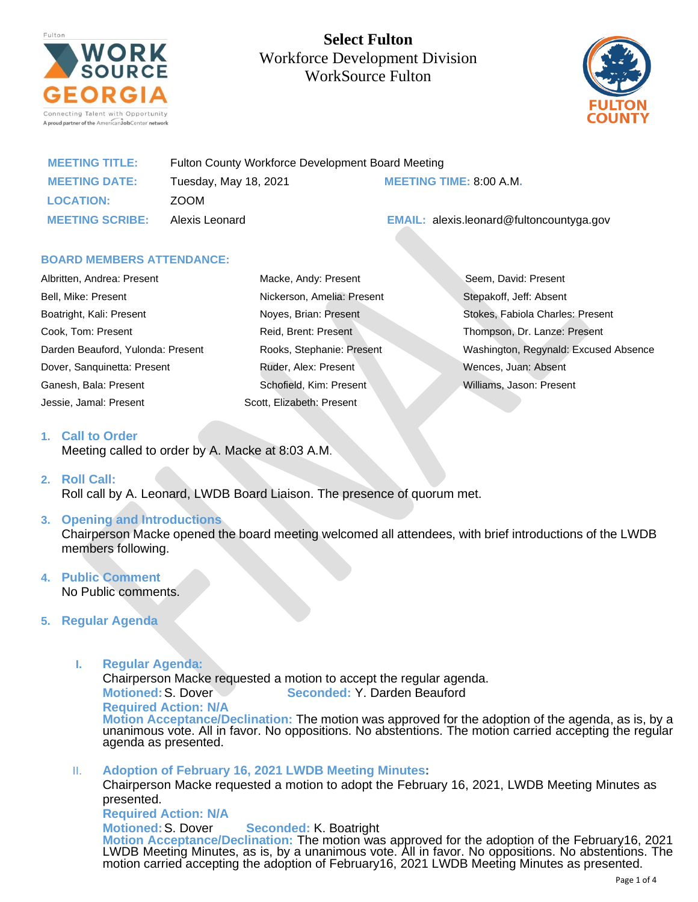# Select Fulton
Workforce Development Division
WorkSource Fulton

| | | | |
|---|---|---|---|
| **MEETING TITLE:** | Fulton County Workforce Development Board Meeting | | |
| **MEETING DATE:** | Tuesday, May 18, 2021 | **MEETING TIME:** | 8:00 A.M. |
| **LOCATION:** | ZOOM | | |
| **MEETING SCRIBE:** | Alexis Leonard | **EMAIL:** | alexis.leonard@fultoncountyga.gov |

**BOARD MEMBERS ATTENDANCE:**

| | | |
|---|---|---|
| Albritten, Andrea: Present | Macke, Andy: Present | Seem, David: Present |
| Bell, Mike: Present | Nickerson, Amelia: Present | Stepakoff, Jeff: Absent |
| Boatright, Kali: Present | Noyes, Brian: Present | Stokes, Fabiola Charles: Present |
| Cook, Tom: Present | Reid, Brent: Present | Thompson, Dr. Lanze: Present |
| Darden Beauford, Yulonda: Present | Rooks, Stephanie: Present | Washington, Regynald: Excused Absence |
| Dover, Sanquinetta: Present | Ruder, Alex: Present | Wences, Juan: Absent |
| Ganesh, Bala: Present | Schofield, Kim: Present | Williams, Jason: Present |
| Jessie, Jamal: Present | Scott, Elizabeth: Present | |

1. **Call to Order**
   Meeting called to order by A. Macke at 8:03 A.M.

2. **Roll Call:**
   Roll call by A. Leonard, LWDB Board Liaison. The presence of quorum met.

3. **Opening and Introductions**
   Chairperson Macke opened the board meeting welcomed all attendees, with brief introductions of the LWDB members following.

4. **Public Comment**
   No Public comments.

5. **Regular Agenda**

   I. **Regular Agenda:**
   Chairperson Macke requested a motion to accept the regular agenda.
   **Motioned:** S. Dover **Seconded:** Y. Darden Beauford
   **Required Action: N/A**
   **Motion Acceptance/Declination:** The motion was approved for the adoption of the agenda, as is, by a unanimous vote. All in favor. No oppositions. No abstentions. The motion carried accepting the regular agenda as presented.

   II. **Adoption of February 16, 2021 LWDB Meeting Minutes:**
   Chairperson Macke requested a motion to adopt the February 16, 2021, LWDB Meeting Minutes as presented.
   **Required Action: N/A**
   **Motioned:** S. Dover **Seconded:** K. Boatright
   **Motion Acceptance/Declination:** The motion was approved for the adoption of the February16, 2021 LWDB Meeting Minutes, as is, by a unanimous vote. All in favor. No oppositions. No abstentions. The motion carried accepting the adoption of February16, 2021 LWDB Meeting Minutes as presented.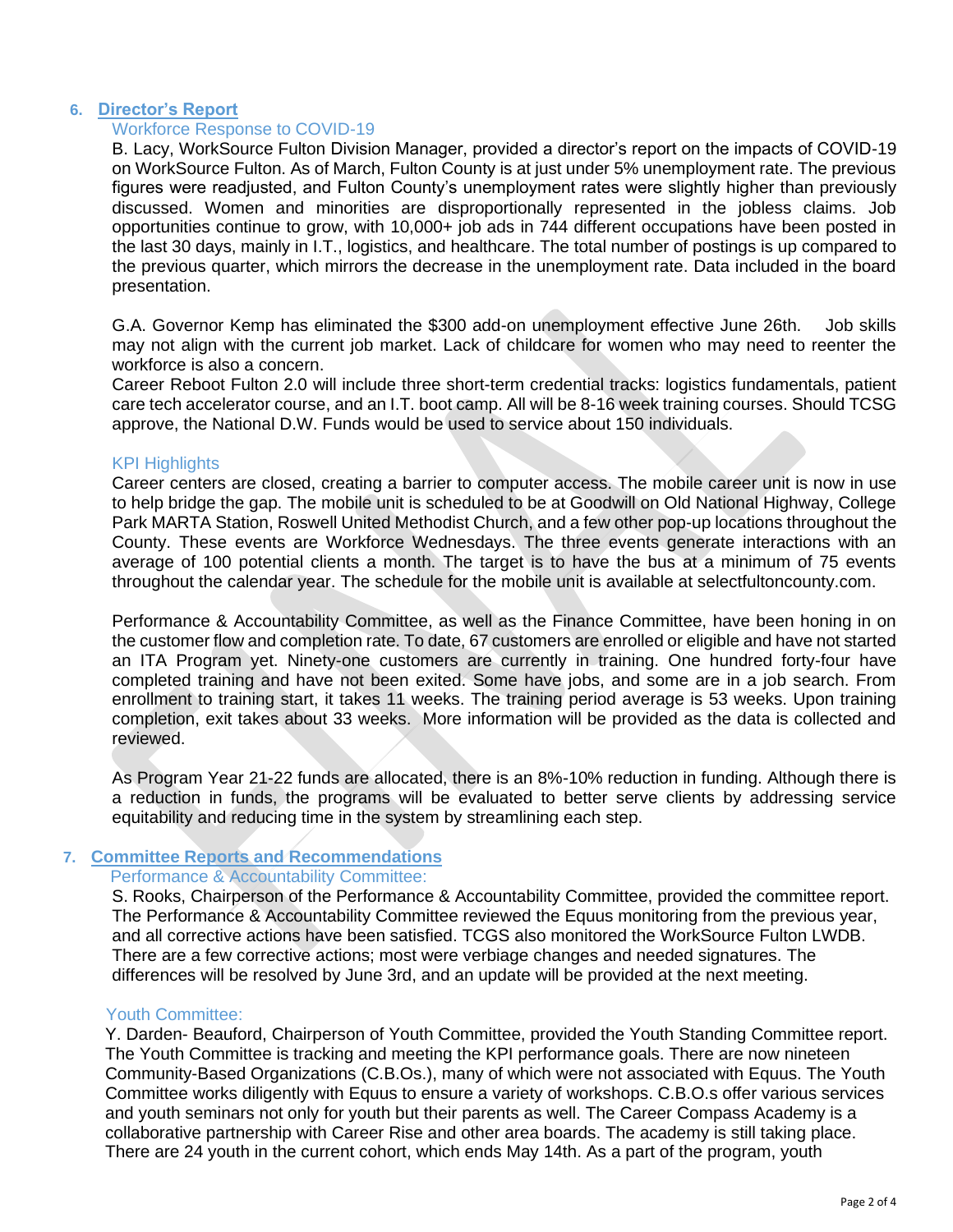## 6. Director's Report

### Workforce Response to COVID-19

B. Lacy, WorkSource Fulton Division Manager, provided a director's report on the impacts of COVID-19 on WorkSource Fulton. As of March, Fulton County is at just under 5% unemployment rate. The previous figures were readjusted, and Fulton County's unemployment rates were slightly higher than previously discussed. Women and minorities are disproportionally represented in the jobless claims. Job opportunities continue to grow, with 10,000+ job ads in 744 different occupations have been posted in the last 30 days, mainly in I.T., logistics, and healthcare. The total number of postings is up compared to the previous quarter, which mirrors the decrease in the unemployment rate. Data included in the board presentation.

G.A. Governor Kemp has eliminated the $300 add-on unemployment effective June 26th. Job skills may not align with the current job market. Lack of childcare for women who may need to reenter the workforce is also a concern.
Career Reboot Fulton 2.0 will include three short-term credential tracks: logistics fundamentals, patient care tech accelerator course, and an I.T. boot camp. All will be 8-16 week training courses. Should TCSG approve, the National D.W. Funds would be used to service about 150 individuals.

### KPI Highlights

Career centers are closed, creating a barrier to computer access. The mobile career unit is now in use to help bridge the gap. The mobile unit is scheduled to be at Goodwill on Old National Highway, College Park MARTA Station, Roswell United Methodist Church, and a few other pop-up locations throughout the County. These events are Workforce Wednesdays. The three events generate interactions with an average of 100 potential clients a month. The target is to have the bus at a minimum of 75 events throughout the calendar year. The schedule for the mobile unit is available at selectfultoncounty.com.

Performance & Accountability Committee, as well as the Finance Committee, have been honing in on the customer flow and completion rate. To date, 67 customers are enrolled or eligible and have not started an ITA Program yet. Ninety-one customers are currently in training. One hundred forty-four have completed training and have not been exited. Some have jobs, and some are in a job search. From enrollment to training start, it takes 11 weeks. The training period average is 53 weeks. Upon training completion, exit takes about 33 weeks. More information will be provided as the data is collected and reviewed.

As Program Year 21-22 funds are allocated, there is an 8%-10% reduction in funding. Although there is a reduction in funds, the programs will be evaluated to better serve clients by addressing service equitability and reducing time in the system by streamlining each step.

## 7. Committee Reports and Recommendations

### Performance & Accountability Committee:

S. Rooks, Chairperson of the Performance & Accountability Committee, provided the committee report. The Performance & Accountability Committee reviewed the Equus monitoring from the previous year, and all corrective actions have been satisfied. TCGS also monitored the WorkSource Fulton LWDB. There are a few corrective actions; most were verbiage changes and needed signatures. The differences will be resolved by June 3rd, and an update will be provided at the next meeting.

### Youth Committee:

Y. Darden- Beauford, Chairperson of Youth Committee, provided the Youth Standing Committee report. The Youth Committee is tracking and meeting the KPI performance goals. There are now nineteen Community-Based Organizations (C.B.Os.), many of which were not associated with Equus. The Youth Committee works diligently with Equus to ensure a variety of workshops. C.B.O.s offer various services and youth seminars not only for youth but their parents as well. The Career Compass Academy is a collaborative partnership with Career Rise and other area boards. The academy is still taking place. There are 24 youth in the current cohort, which ends May 14th. As a part of the program, youth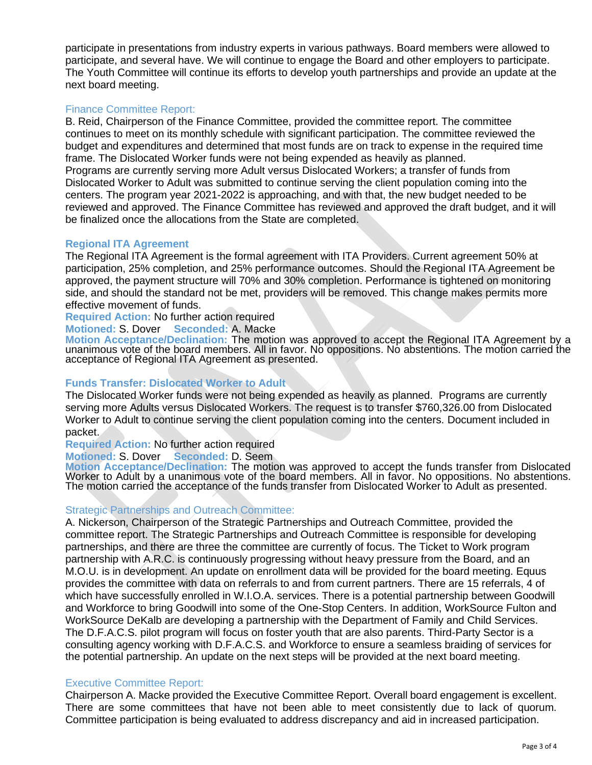participate in presentations from industry experts in various pathways. Board members were allowed to participate, and several have. We will continue to engage the Board and other employers to participate. The Youth Committee will continue its efforts to develop youth partnerships and provide an update at the next board meeting.

### Finance Committee Report:

B. Reid, Chairperson of the Finance Committee, provided the committee report. The committee continues to meet on its monthly schedule with significant participation. The committee reviewed the budget and expenditures and determined that most funds are on track to expense in the required time frame. The Dislocated Worker funds were not being expended as heavily as planned. Programs are currently serving more Adult versus Dislocated Workers; a transfer of funds from Dislocated Worker to Adult was submitted to continue serving the client population coming into the centers. The program year 2021-2022 is approaching, and with that, the new budget needed to be reviewed and approved. The Finance Committee has reviewed and approved the draft budget, and it will be finalized once the allocations from the State are completed.

### Regional ITA Agreement

The Regional ITA Agreement is the formal agreement with ITA Providers. Current agreement 50% at participation, 25% completion, and 25% performance outcomes. Should the Regional ITA Agreement be approved, the payment structure will 70% and 30% completion. Performance is tightened on monitoring side, and should the standard not be met, providers will be removed. This change makes permits more effective movement of funds.

**Required Action:** No further action required

**Motioned:** S. Dover **Seconded:** A. Macke

**Motion Acceptance/Declination:** The motion was approved to accept the Regional ITA Agreement by a unanimous vote of the board members. All in favor. No oppositions. No abstentions. The motion carried the acceptance of Regional ITA Agreement as presented.

### Funds Transfer: Dislocated Worker to Adult

The Dislocated Worker funds were not being expended as heavily as planned. Programs are currently serving more Adults versus Dislocated Workers. The request is to transfer $760,326.00 from Dislocated Worker to Adult to continue serving the client population coming into the centers. Document included in packet.

**Required Action:** No further action required

**Motioned:** S. Dover **Seconded:** D. Seem

**Motion Acceptance/Declination:** The motion was approved to accept the funds transfer from Dislocated Worker to Adult by a unanimous vote of the board members. All in favor. No oppositions. No abstentions. The motion carried the acceptance of the funds transfer from Dislocated Worker to Adult as presented.

### Strategic Partnerships and Outreach Committee:

A. Nickerson, Chairperson of the Strategic Partnerships and Outreach Committee, provided the committee report. The Strategic Partnerships and Outreach Committee is responsible for developing partnerships, and there are three the committee are currently of focus. The Ticket to Work program partnership with A.R.C. is continuously progressing without heavy pressure from the Board, and an M.O.U. is in development. An update on enrollment data will be provided for the board meeting. Equus provides the committee with data on referrals to and from current partners. There are 15 referrals, 4 of which have successfully enrolled in W.I.O.A. services. There is a potential partnership between Goodwill and Workforce to bring Goodwill into some of the One-Stop Centers. In addition, WorkSource Fulton and WorkSource DeKalb are developing a partnership youth with the Department of Family and Child Services. The D.F.A.C.S. pilot program will focus on foster youth that are also parents. Third-Party Sector is a consulting agency working with D.F.A.C.S. and Workforce to ensure a seamless braiding of services for the potential partnership. An update on the next steps will be provided at the next board meeting.

### Executive Committee Report:

Chairperson A. Macke provided the Executive Committee Report. Overall board engagement is excellent. There are some committees that have not been able to meet consistently due to lack of quorum. Committee participation is being evaluated to address discrepancy and aid in increased participation.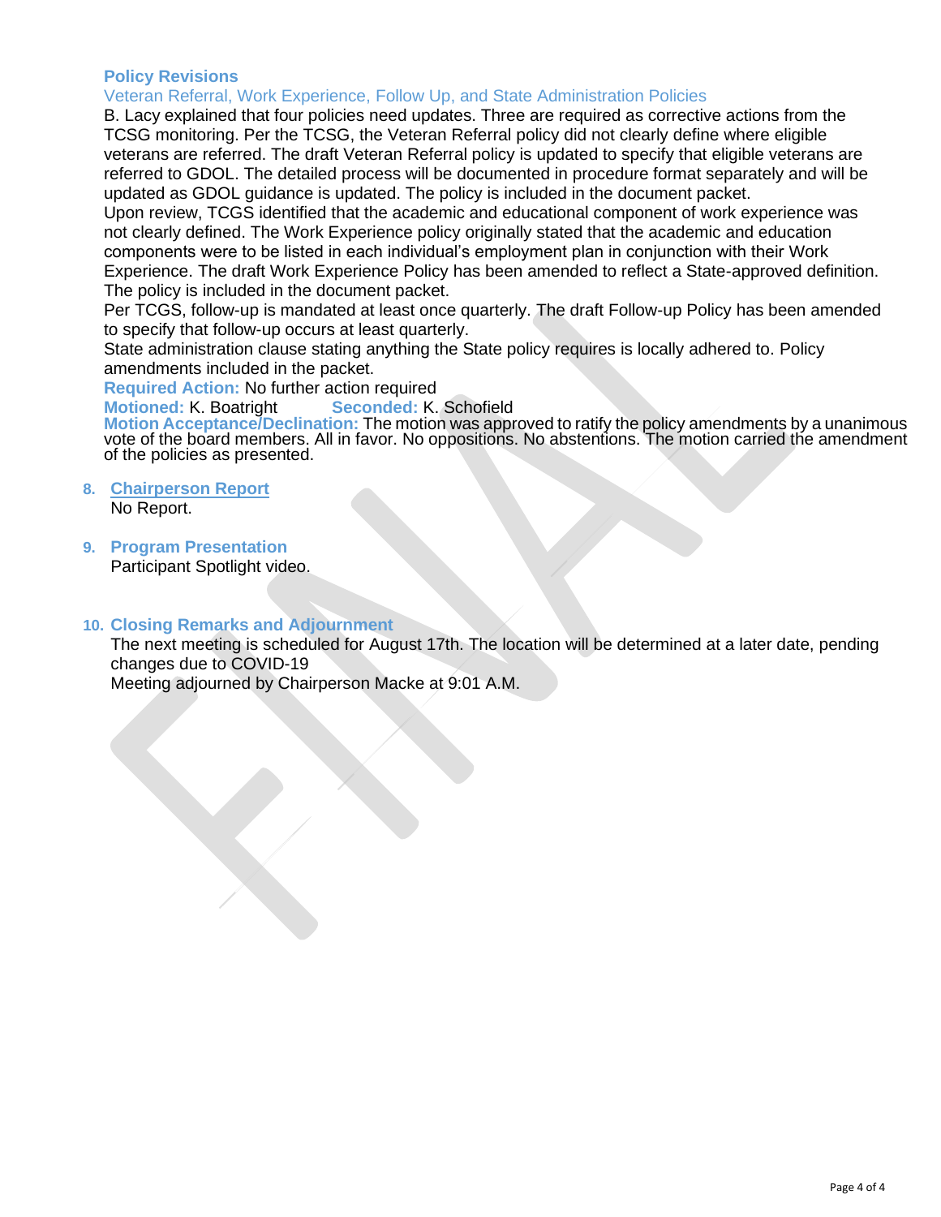**Policy Revisions**

Veteran Referral, Work Experience, Follow Up, and State Administration Policies

B. Lacy explained that four policies need updates. Three are required as corrective actions from the TCSG monitoring. Per the TCSG, the Veteran Referral policy did not clearly define where eligible veterans are referred. The draft Veteran Referral policy is updated to specify that eligible veterans are referred to GDOL. The detailed process will be documented in procedure format separately and will be updated as GDOL guidance is updated. The policy is included in the document packet.

Upon review, TCGS identified that the academic and educational component of work experience was not clearly defined. The Work Experience policy originally stated that the academic and education components were to be listed in each individual's employment plan in conjunction with their Work Experience. The draft Work Experience Policy has been amended to reflect a State-approved definition. The policy is included in the document packet.

Per TCGS, follow-up is mandated at least once quarterly. The draft Follow-up Policy has been amended to specify that follow-up occurs at least quarterly.

State administration clause stating anything the State policy requires is locally adhered to. Policy amendments included in the packet.

**Required Action:** No further action required

**Motioned:** K. Boatright **Seconded:** K. Schofield

**Motion Acceptance/Declination:** The motion was approved to ratify the policy amendments by a unanimous vote of the board members. All in favor. No oppositions. No abstentions. The motion carried the amendment of the policies as presented.

8. **Chairperson Report**

   No Report.

9. **Program Presentation**

   Participant Spotlight video.

10. **Closing Remarks and Adjournment**

    The next meeting is scheduled for August 17th. The location will be determined at a later date, pending changes due to COVID-19

    Meeting adjourned by Chairperson Macke at 9:01 A.M.